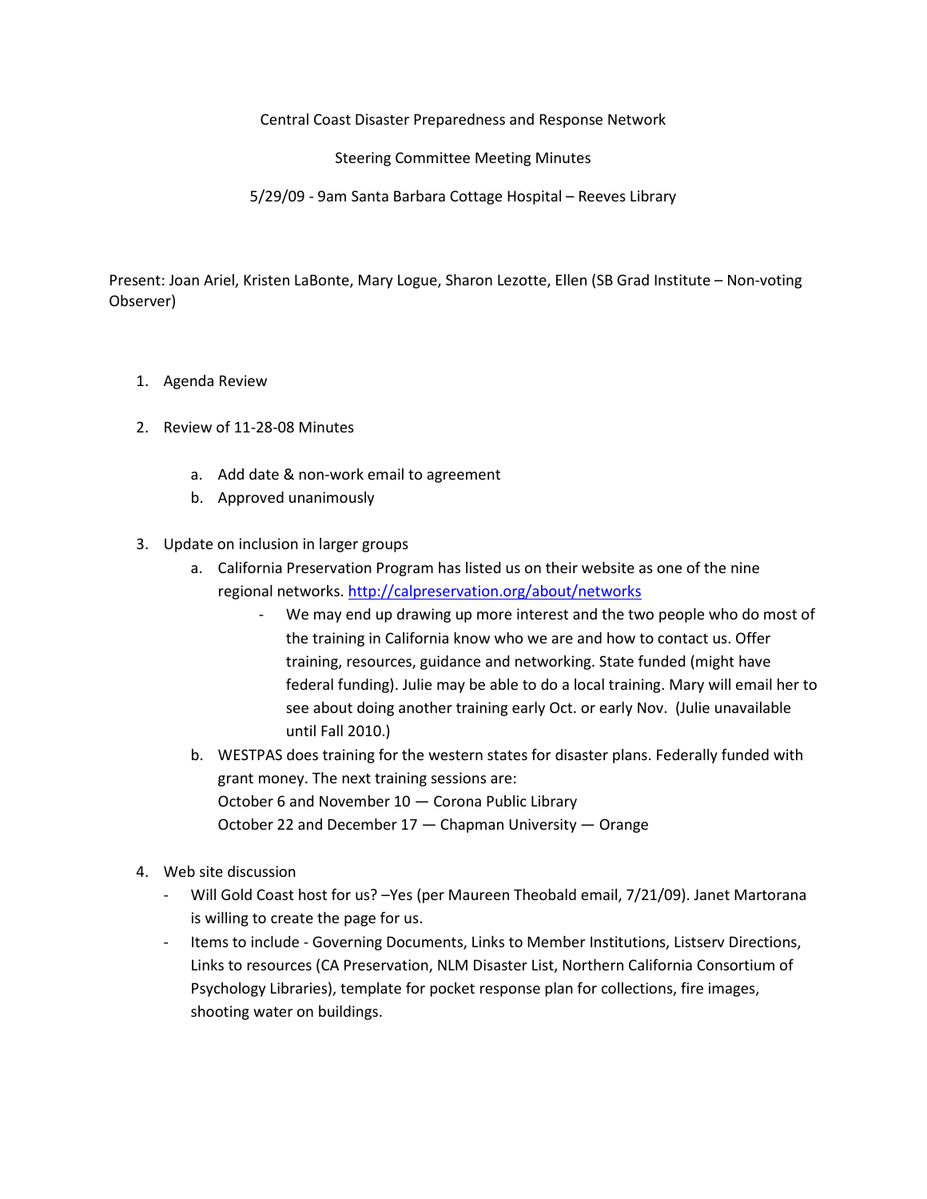Central Coast Disaster Preparedness and Response Network

Steering Committee Meeting Minutes

5/29/09 - 9am Santa Barbara Cottage Hospital – Reeves Library

Present: Joan Ariel, Kristen LaBonte, Mary Logue, Sharon Lezotte, Ellen (SB Grad Institute – Non-voting Observer)

1. Agenda Review

2. Review of 11-28-08 Minutes
   a. Add date & non-work email to agreement
   b. Approved unanimously

3. Update on inclusion in larger groups
   a. California Preservation Program has listed us on their website as one of the nine regional networks. [http://calpreservation.org/about/networks](http://calpreservation.org/about/networks)
      - We may end up drawing up more interest and the two people who do most of the training in California know who we are and how to contact us. Offer training, resources, guidance and networking. State funded (might have federal funding). Julie may be able to do a local training. Mary will email her to see about doing another training early Oct. or early Nov. (Julie unavailable until Fall 2010.)
   b. WESTPAS does training for the western states for disaster plans. Federally funded with grant money. The next training sessions are:
      October 6 and November 10 — Corona Public Library
      October 22 and December 17 — Chapman University — Orange

4. Web site discussion
   - Will Gold Coast host for us? –Yes (per Maureen Theobald email, 7/21/09). Janet Martorana is willing to create the page for us.
   - Items to include - Governing Documents, Links to Member Institutions, Listserv Directions, Links to resources (CA Preservation, NLM Disaster List, Northern California Consortium of Psychology Libraries), template for pocket response plan for collections, fire images, shooting water on buildings.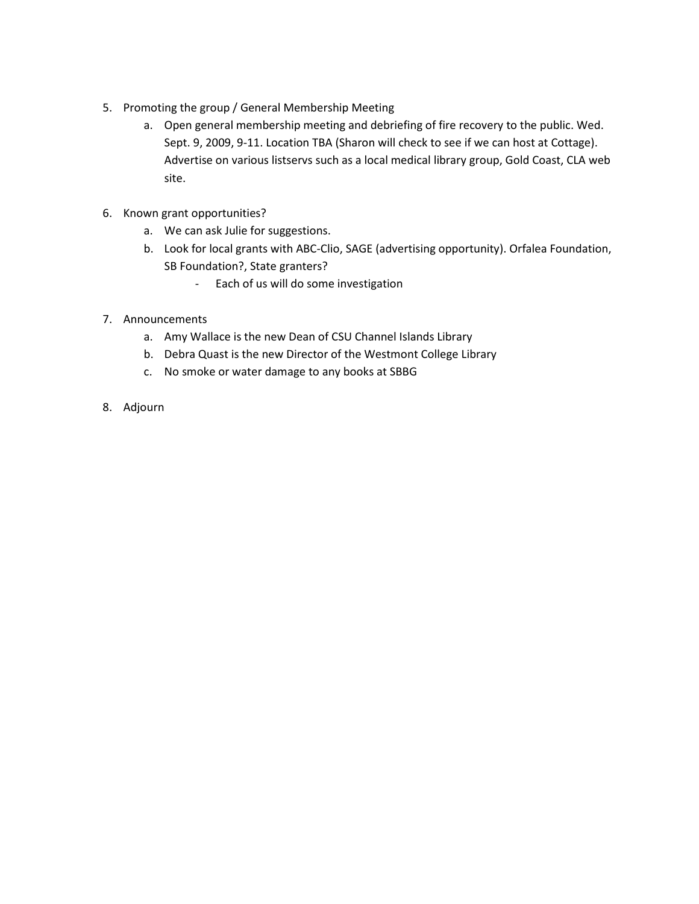5. Promoting the group / General Membership Meeting
    a. Open general membership meeting and debriefing of fire recovery to the public. Wed. Sept. 9, 2009, 9-11. Location TBA (Sharon will check to see if we can host at Cottage). Advertise on various listservs such as a local medical library group, Gold Coast, CLA web site.

6. Known grant opportunities?
    a. We can ask Julie for suggestions.
    b. Look for local grants with ABC-Clio, SAGE (advertising opportunity). Orfalea Foundation, SB Foundation?, State granters?
        - Each of us will do some investigation

7. Announcements
    a. Amy Wallace is the new Dean of CSU Channel Islands Library
    b. Debra Quast is the new Director of the Westmont College Library
    c. No smoke or water damage to any books at SBBG

8. Adjourn